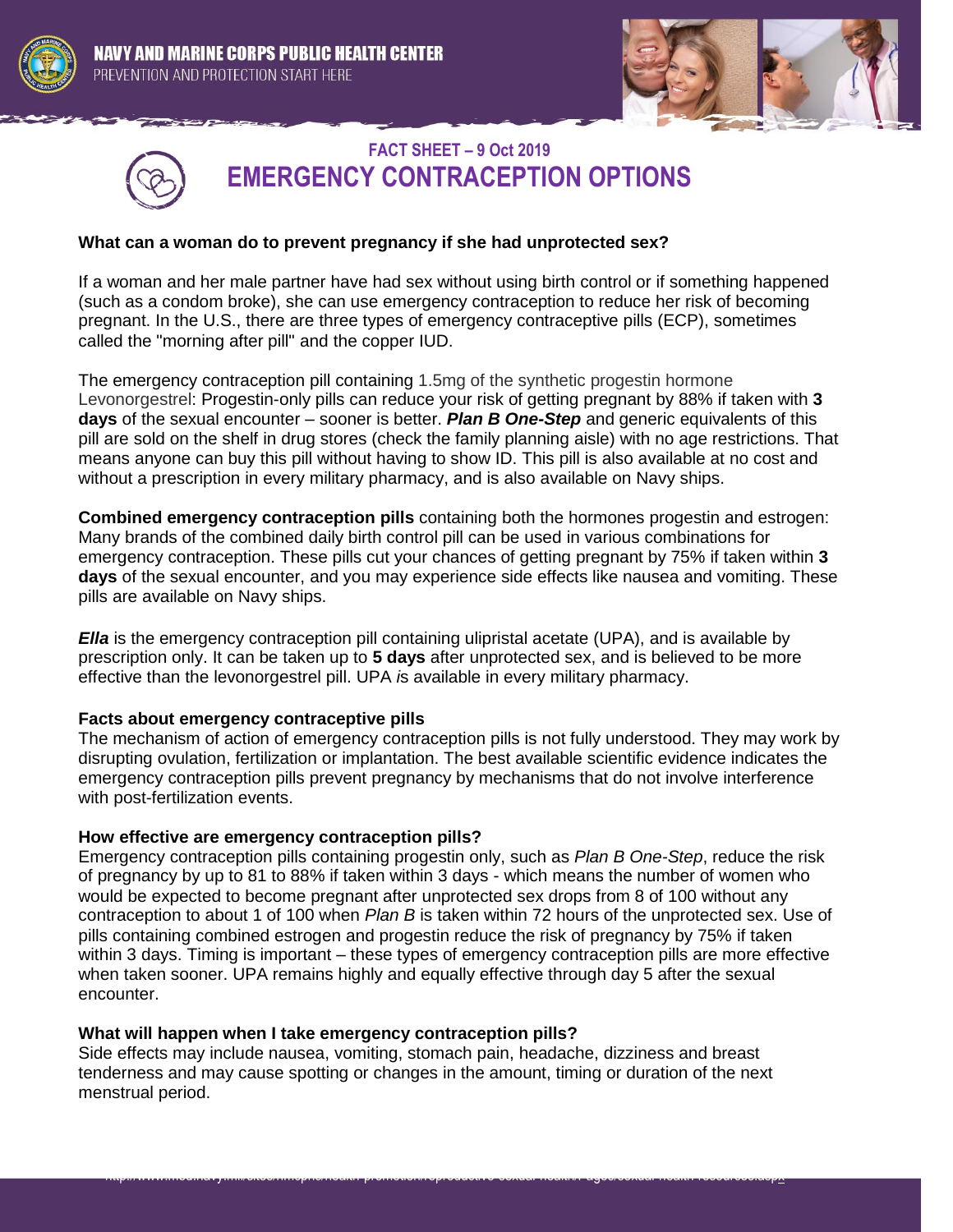NAVY AND MARINE CORPS PUBLIC HEALTH CENTER

PREVENTION AND PROTECTION START HERE

## FACT SHEET – 9 Oct 2019

# EMERGENCY CONTRACEPTION OPTIONS

**What can a woman do to prevent pregnancy if she had unprotected sex?**

If a woman and her male partner have had sex without using birth control or if something happened (such as a condom broke), she can use emergency contraception to reduce her risk of becoming pregnant. In the U.S., there are three types of emergency contraceptive pills (ECP), sometimes called the "morning after pill" and the copper IUD.

The emergency contraception pill containing 1.5mg of the synthetic progestin hormone Levonorgestrel: Progestin-only pills can reduce your risk of getting pregnant by 88% if taken with **3 days** of the sexual encounter – sooner is better. ***Plan B One-Step*** and generic equivalents of this pill are sold on the shelf in drug stores (check the family planning aisle) with no age restrictions. That means anyone can buy this pill without having to show ID. This pill is also available at no cost and without a prescription in every military pharmacy, and is also available on Navy ships.

**Combined emergency contraception pills** containing both the hormones progestin and estrogen: Many brands of the combined daily birth control pill can be used in various combinations for emergency contraception. These pills cut your chances of getting pregnant by 75% if taken within **3 days** of the sexual encounter, and you may experience side effects like nausea and vomiting. These pills are available on Navy ships.

***Ella*** is the emergency contraception pill containing ulipristal acetate (UPA), and is available by prescription only. It can be taken up to **5 days** after unprotected sex, and is believed to be more effective than the levonorgestrel pill. UPA *i*s available in every military pharmacy.

**Facts about emergency contraceptive pills**

The mechanism of action of emergency contraception pills is not fully understood. They may work by disrupting ovulation, fertilization or implantation. The best available scientific evidence indicates the emergency contraception pills prevent pregnancy by mechanisms that do not involve interference with post-fertilization events.

**How effective are emergency contraception pills?**

Emergency contraception pills containing progestin only, such as *Plan B One-Step*, reduce the risk of pregnancy by up to 81 to 88% if taken within 3 days - which means the number of women who would be expected to become pregnant after unprotected sex drops from 8 of 100 without any contraception to about 1 of 100 when *Plan B* is taken within 72 hours of the unprotected sex. Use of pills containing combined estrogen and progestin reduce the risk of pregnancy by 75% if taken within 3 days. Timing is important – these types of emergency contraception pills are more effective when taken sooner. UPA remains highly and equally effective through day 5 after the sexual encounter.

**What will happen when I take emergency contraception pills?**

Side effects may include nausea, vomiting, stomach pain, headache, dizziness and breast tenderness and may cause spotting or changes in the amount, timing or duration of the next menstrual period.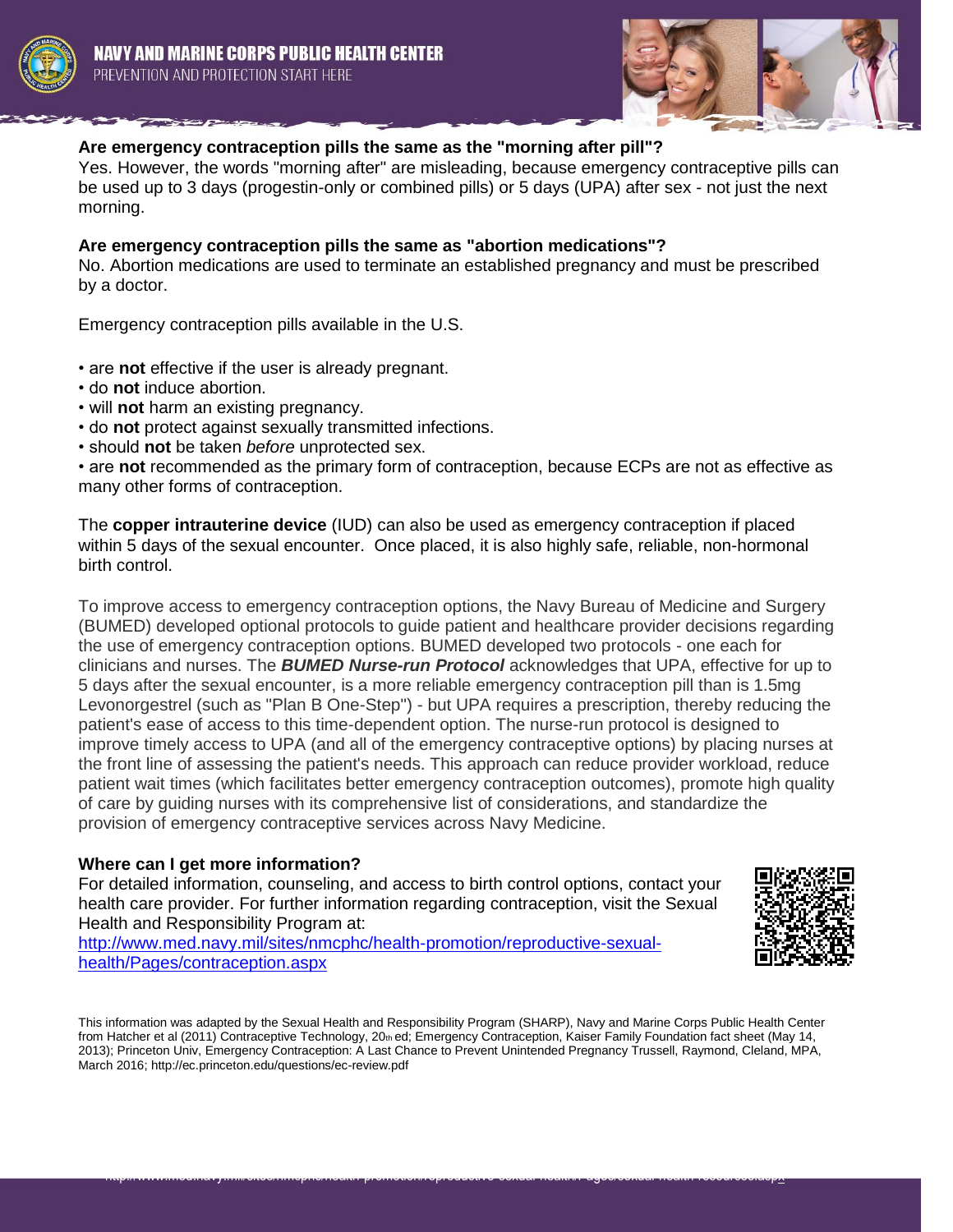**Are emergency contraception pills the same as the "morning after pill"?**

Yes. However, the words "morning after" are misleading, because emergency contraceptive pills can be used up to 3 days (progestin-only or combined pills) or 5 days (UPA) after sex - not just the next morning.

**Are emergency contraception pills the same as "abortion medications"?**

No. Abortion medications are used to terminate an established pregnancy and must be prescribed by a doctor.

Emergency contraception pills available in the U.S.

- are **not** effective if the user is already pregnant.
- do **not** induce abortion.
- will **not** harm an existing pregnancy.
- do **not** protect against sexually transmitted infections.
- should **not** be taken *before* unprotected sex.
- are **not** recommended as the primary form of contraception, because ECPs are not as effective as many other forms of contraception.

The **copper intrauterine device** (IUD) can also be used as emergency contraception if placed within 5 days of the sexual encounter. Once placed, it is also highly safe, reliable, non-hormonal birth control.

To improve access to emergency contraception options, the Navy Bureau of Medicine and Surgery (BUMED) developed optional protocols to guide patient and healthcare provider decisions regarding the use of emergency contraception options. BUMED developed two protocols - one each for clinicians and nurses. The ***BUMED Nurse-run Protocol*** acknowledges that UPA, effective for up to 5 days after the sexual encounter, is a more reliable emergency contraception pill than is 1.5mg Levonorgestrel (such as "Plan B One-Step") - but UPA requires a prescription, thereby reducing the patient's ease of access to this time-dependent option. The nurse-run protocol is designed to improve timely access to UPA (and all of the emergency contraceptive options) by placing nurses at the front line of assessing the patient's needs. This approach can reduce provider workload, reduce patient wait times (which facilitates better emergency contraception outcomes), promote high quality of care by guiding nurses with its comprehensive list of considerations, and standardize the provision of emergency contraceptive services across Navy Medicine.

**Where can I get more information?**

For detailed information, counseling, and access to birth control options, contact your health care provider. For further information regarding contraception, visit the Sexual Health and Responsibility Program at:
[http://www.med.navy.mil/sites/nmcphc/health-promotion/reproductive-sexual-health/Pages/contraception.aspx](http://www.med.navy.mil/sites/nmcphc/health-promotion/reproductive-sexual-health/Pages/contraception.aspx)

This information was adapted by the Sexual Health and Responsibility Program (SHARP), Navy and Marine Corps Public Health Center from Hatcher et al (2011) Contraceptive Technology, 20th ed; Emergency Contraception, Kaiser Family Foundation fact sheet (May 14, 2013); Princeton Univ, Emergency Contraception: A Last Chance to Prevent Unintended Pregnancy Trussell, Raymond, Cleland, MPA, March 2016; http://ec.princeton.edu/questions/ec-review.pdf